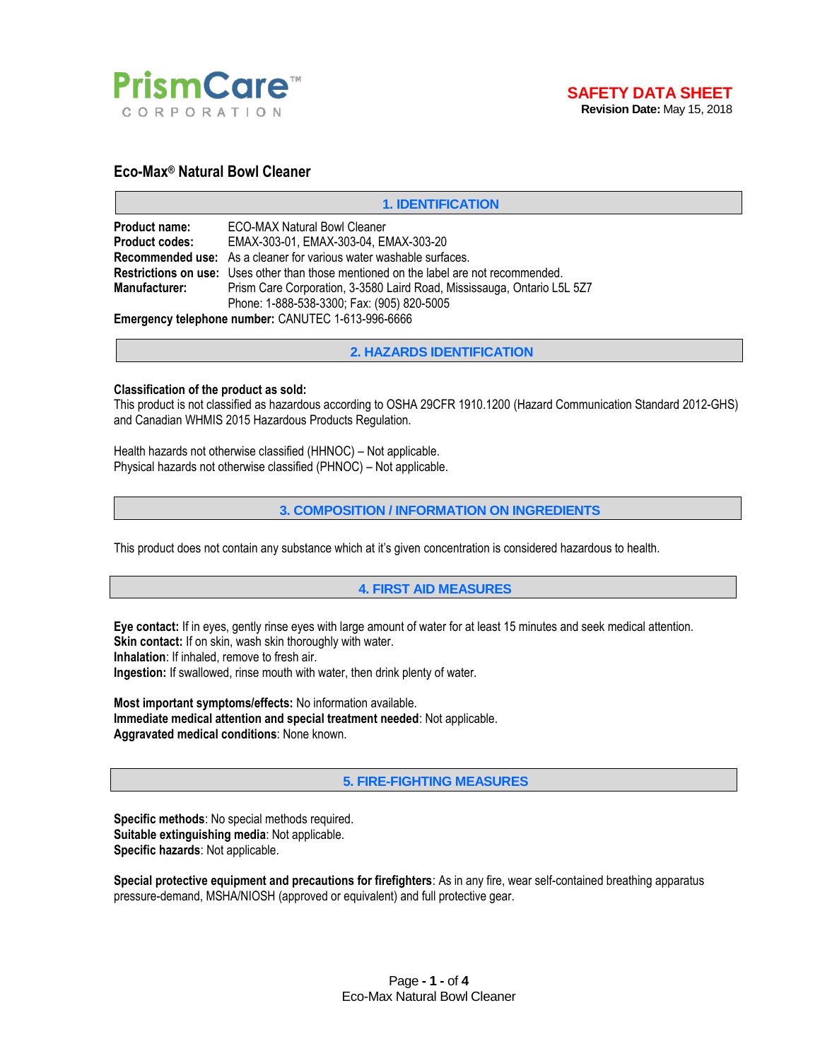PrismCare™ CORPORATION

**SAFETY DATA SHEET**
**Revision Date:** May 15, 2018

# Eco-Max® Natural Bowl Cleaner

## 1. IDENTIFICATION

**Product name:** ECO-MAX Natural Bowl Cleaner
**Product codes:** EMAX-303-01, EMAX-303-04, EMAX-303-20
**Recommended use:** As a cleaner for various water washable surfaces.
**Restrictions on use:** Uses other than those mentioned on the label are not recommended.
**Manufacturer:** Prism Care Corporation, 3-3580 Laird Road, Mississauga, Ontario L5L 5Z7
Phone: 1-888-538-3300; Fax: (905) 820-5005
**Emergency telephone number:** CANUTEC 1-613-996-6666

## 2. HAZARDS IDENTIFICATION

**Classification of the product as sold:**
This product is not classified as hazardous according to OSHA 29CFR 1910.1200 (Hazard Communication Standard 2012-GHS) and Canadian WHMIS 2015 Hazardous Products Regulation.

Health hazards not otherwise classified (HHNOC) – Not applicable.
Physical hazards not otherwise classified (PHNOC) – Not applicable.

## 3. COMPOSITION / INFORMATION ON INGREDIENTS

This product does not contain any substance which at it's given concentration is considered hazardous to health.

## 4. FIRST AID MEASURES

**Eye contact:** If in eyes, gently rinse eyes with large amount of water for at least 15 minutes and seek medical attention.
**Skin contact:** If on skin, wash skin thoroughly with water.
**Inhalation**: If inhaled, remove to fresh air.
**Ingestion:** If swallowed, rinse mouth with water, then drink plenty of water.

**Most important symptoms/effects:** No information available.
**Immediate medical attention and special treatment needed**: Not applicable.
**Aggravated medical conditions**: None known.

## 5. FIRE-FIGHTING MEASURES

**Specific methods**: No special methods required.
**Suitable extinguishing media**: Not applicable.
**Specific hazards**: Not applicable.

**Special protective equipment and precautions for firefighters**: As in any fire, wear self-contained breathing apparatus pressure-demand, MSHA/NIOSH (approved or equivalent) and full protective gear.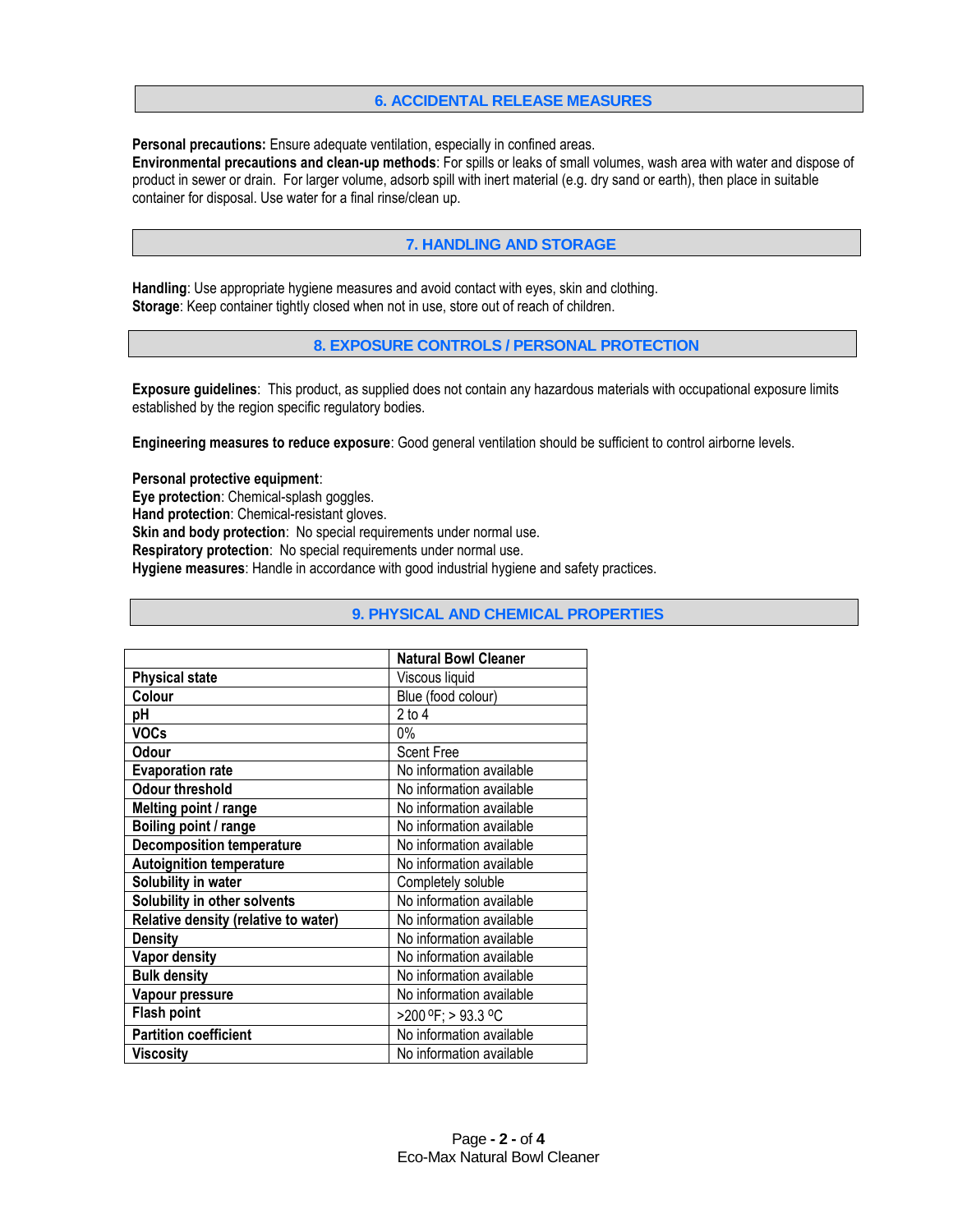## 6. ACCIDENTAL RELEASE MEASURES

**Personal precautions:** Ensure adequate ventilation, especially in confined areas.
**Environmental precautions and clean-up methods**: For spills or leaks of small volumes, wash area with water and dispose of product in sewer or drain. For larger volume, adsorb spill with inert material (e.g. dry sand or earth), then place in suitable container for disposal. Use water for a final rinse/clean up.

## 7. HANDLING AND STORAGE

**Handling**: Use appropriate hygiene measures and avoid contact with eyes, skin and clothing.
**Storage**: Keep container tightly closed when not in use, store out of reach of children.

## 8. EXPOSURE CONTROLS / PERSONAL PROTECTION

**Exposure guidelines**: This product, as supplied does not contain any hazardous materials with occupational exposure limits established by the region specific regulatory bodies.

**Engineering measures to reduce exposure**: Good general ventilation should be sufficient to control airborne levels.

**Personal protective equipment**:
**Eye protection**: Chemical-splash goggles.
**Hand protection**: Chemical-resistant gloves.
**Skin and body protection**: No special requirements under normal use.
**Respiratory protection**: No special requirements under normal use.
**Hygiene measures**: Handle in accordance with good industrial hygiene and safety practices.

## 9. PHYSICAL AND CHEMICAL PROPERTIES

| | Natural Bowl Cleaner |
|---|---|
| **Physical state** | Viscous liquid |
| **Colour** | Blue (food colour) |
| **pH** | 2 to 4 |
| **VOCs** | 0% |
| **Odour** | Scent Free |
| **Evaporation rate** | No information available |
| **Odour threshold** | No information available |
| **Melting point / range** | No information available |
| **Boiling point / range** | No information available |
| **Decomposition temperature** | No information available |
| **Autoignition temperature** | No information available |
| **Solubility in water** | Completely soluble |
| **Solubility in other solvents** | No information available |
| **Relative density (relative to water)** | No information available |
| **Density** | No information available |
| **Vapor density** | No information available |
| **Bulk density** | No information available |
| **Vapour pressure** | No information available |
| **Flash point** | >200 ºF; > 93.3 ºC |
| **Partition coefficient** | No information available |
| **Viscosity** | No information available |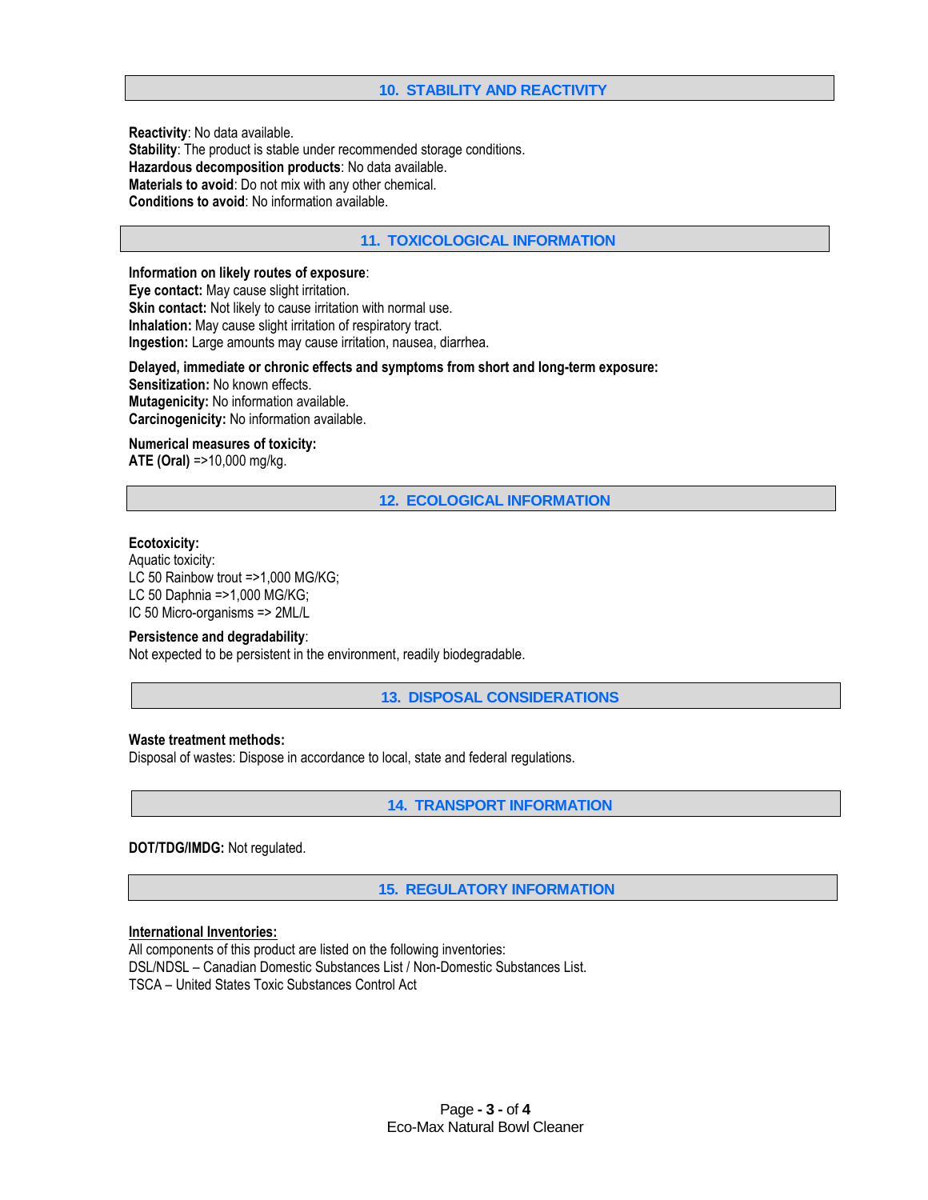## 10. STABILITY AND REACTIVITY

**Reactivity**: No data available.
**Stability**: The product is stable under recommended storage conditions.
**Hazardous decomposition products**: No data available.
**Materials to avoid**: Do not mix with any other chemical.
**Conditions to avoid**: No information available.

## 11. TOXICOLOGICAL INFORMATION

**Information on likely routes of exposure**:
**Eye contact:** May cause slight irritation.
**Skin contact:** Not likely to cause irritation with normal use.
**Inhalation:** May cause slight irritation of respiratory tract.
**Ingestion:** Large amounts may cause irritation, nausea, diarrhea.

**Delayed, immediate or chronic effects and symptoms from short and long-term exposure:**
**Sensitization:** No known effects.
**Mutagenicity:** No information available.
**Carcinogenicity:** No information available.

**Numerical measures of toxicity:**
**ATE (Oral)** =>10,000 mg/kg.

## 12. ECOLOGICAL INFORMATION

**Ecotoxicity:**
Aquatic toxicity:
LC 50 Rainbow trout =>1,000 MG/KG;
LC 50 Daphnia =>1,000 MG/KG;
IC 50 Micro-organisms => 2ML/L

**Persistence and degradability**:
Not expected to be persistent in the environment, readily biodegradable.

## 13. DISPOSAL CONSIDERATIONS

**Waste treatment methods:**
Disposal of wastes: Dispose in accordance to local, state and federal regulations.

## 14. TRANSPORT INFORMATION

**DOT/TDG/IMDG:** Not regulated.

## 15. REGULATORY INFORMATION

**International Inventories:**
All components of this product are listed on the following inventories:
DSL/NDSL – Canadian Domestic Substances List / Non-Domestic Substances List.
TSCA – United States Toxic Substances Control Act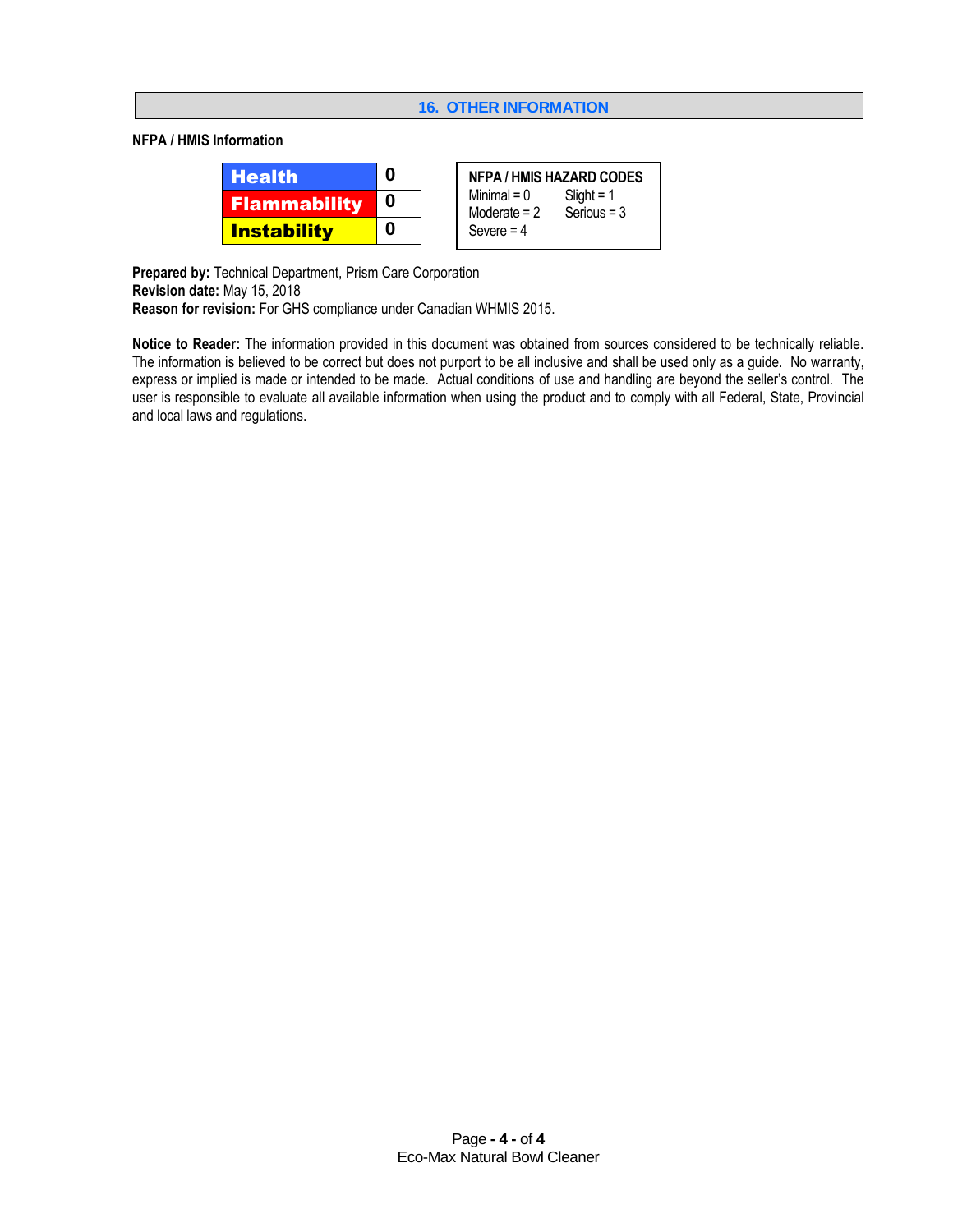## 16. OTHER INFORMATION

**NFPA / HMIS Information**

| | |
|---|---|
| **Health** | **0** |
| **Flammability** | **0** |
| **Instability** | **0** |

| **NFPA / HMIS HAZARD CODES** | |
|---|---|
| Minimal = 0 | Slight = 1 |
| Moderate = 2 | Serious = 3 |
| Severe = 4 | |

**Prepared by:** Technical Department, Prism Care Corporation
**Revision date:** May 15, 2018
**Reason for revision:** For GHS compliance under Canadian WHMIS 2015.

**Notice to Reader:** The information provided in this document was obtained from sources considered to be technically reliable. The information is believed to be correct but does not purport to be all inclusive and shall be used only as a guide. No warranty, express or implied is made or intended to be made. Actual conditions of use and handling are beyond the seller's control. The user is responsible to evaluate all available information when using the product and to comply with all Federal, State, Provincial and local laws and regulations.